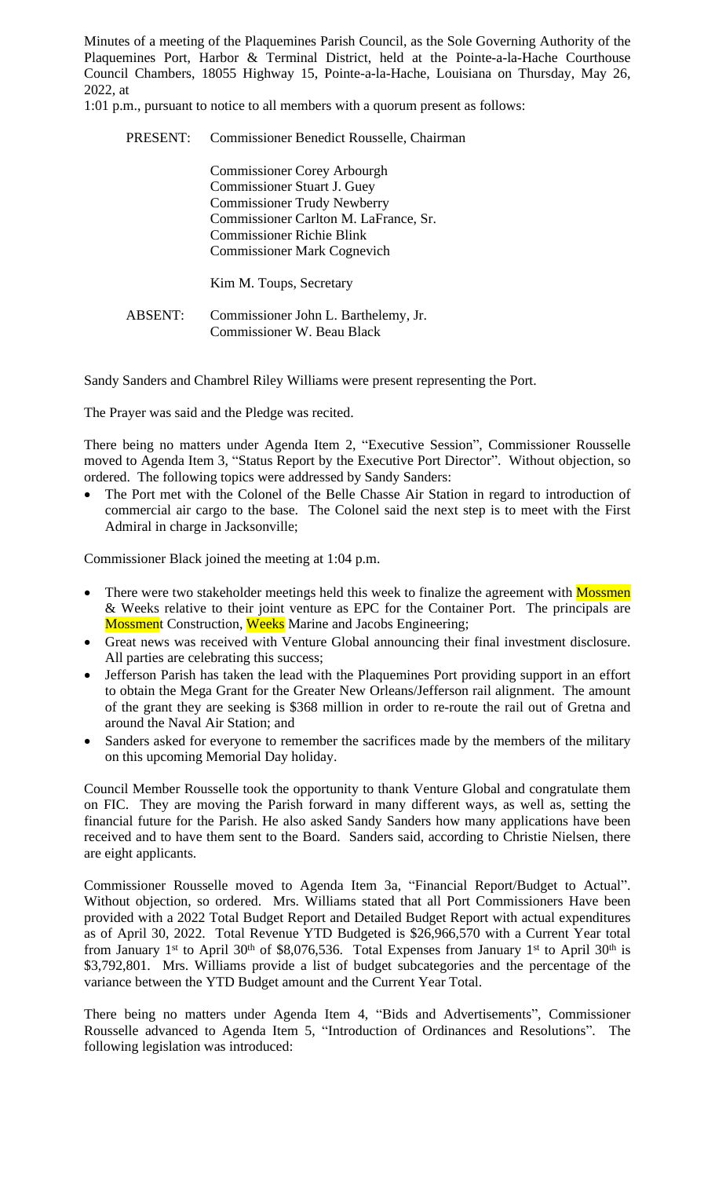Minutes of a meeting of the Plaquemines Parish Council, as the Sole Governing Authority of the Plaquemines Port, Harbor & Terminal District, held at the Pointe-a-la-Hache Courthouse Council Chambers, 18055 Highway 15, Pointe-a-la-Hache, Louisiana on Thursday, May 26, 2022, at
1:01 p.m., pursuant to notice to all members with a quorum present as follows:

PRESENT: Commissioner Benedict Rousselle, Chairman

Commissioner Corey Arbourgh
Commissioner Stuart J. Guey
Commissioner Trudy Newberry
Commissioner Carlton M. LaFrance, Sr.
Commissioner Richie Blink
Commissioner Mark Cognevich

Kim M. Toups, Secretary

ABSENT: Commissioner John L. Barthelemy, Jr.
Commissioner W. Beau Black

Sandy Sanders and Chambrel Riley Williams were present representing the Port.

The Prayer was said and the Pledge was recited.

There being no matters under Agenda Item 2, "Executive Session", Commissioner Rousselle moved to Agenda Item 3, "Status Report by the Executive Port Director". Without objection, so ordered. The following topics were addressed by Sandy Sanders:

- The Port met with the Colonel of the Belle Chasse Air Station in regard to introduction of commercial air cargo to the base. The Colonel said the next step is to meet with the First Admiral in charge in Jacksonville;

Commissioner Black joined the meeting at 1:04 p.m.

- There were two stakeholder meetings held this week to finalize the agreement with Mossmen & Weeks relative to their joint venture as EPC for the Container Port. The principals are Mossment Construction, Weeks Marine and Jacobs Engineering;
- Great news was received with Venture Global announcing their final investment disclosure. All parties are celebrating this success;
- Jefferson Parish has taken the lead with the Plaquemines Port providing support in an effort to obtain the Mega Grant for the Greater New Orleans/Jefferson rail alignment. The amount of the grant they are seeking is $368 million in order to re-route the rail out of Gretna and around the Naval Air Station; and
- Sanders asked for everyone to remember the sacrifices made by the members of the military on this upcoming Memorial Day holiday.

Council Member Rousselle took the opportunity to thank Venture Global and congratulate them on FIC. They are moving the Parish forward in many different ways, as well as, setting the financial future for the Parish. He also asked Sandy Sanders how many applications have been received and to have them sent to the Board. Sanders said, according to Christie Nielsen, there are eight applicants.

Commissioner Rousselle moved to Agenda Item 3a, "Financial Report/Budget to Actual". Without objection, so ordered. Mrs. Williams stated that all Port Commissioners Have been provided with a 2022 Total Budget Report and Detailed Budget Report with actual expenditures as of April 30, 2022. Total Revenue YTD Budgeted is $26,966,570 with a Current Year total from January 1st to April 30th of $8,076,536. Total Expenses from January 1st to April 30th is $3,792,801. Mrs. Williams provide a list of budget subcategories and the percentage of the variance between the YTD Budget amount and the Current Year Total.

There being no matters under Agenda Item 4, "Bids and Advertisements", Commissioner Rousselle advanced to Agenda Item 5, "Introduction of Ordinances and Resolutions". The following legislation was introduced: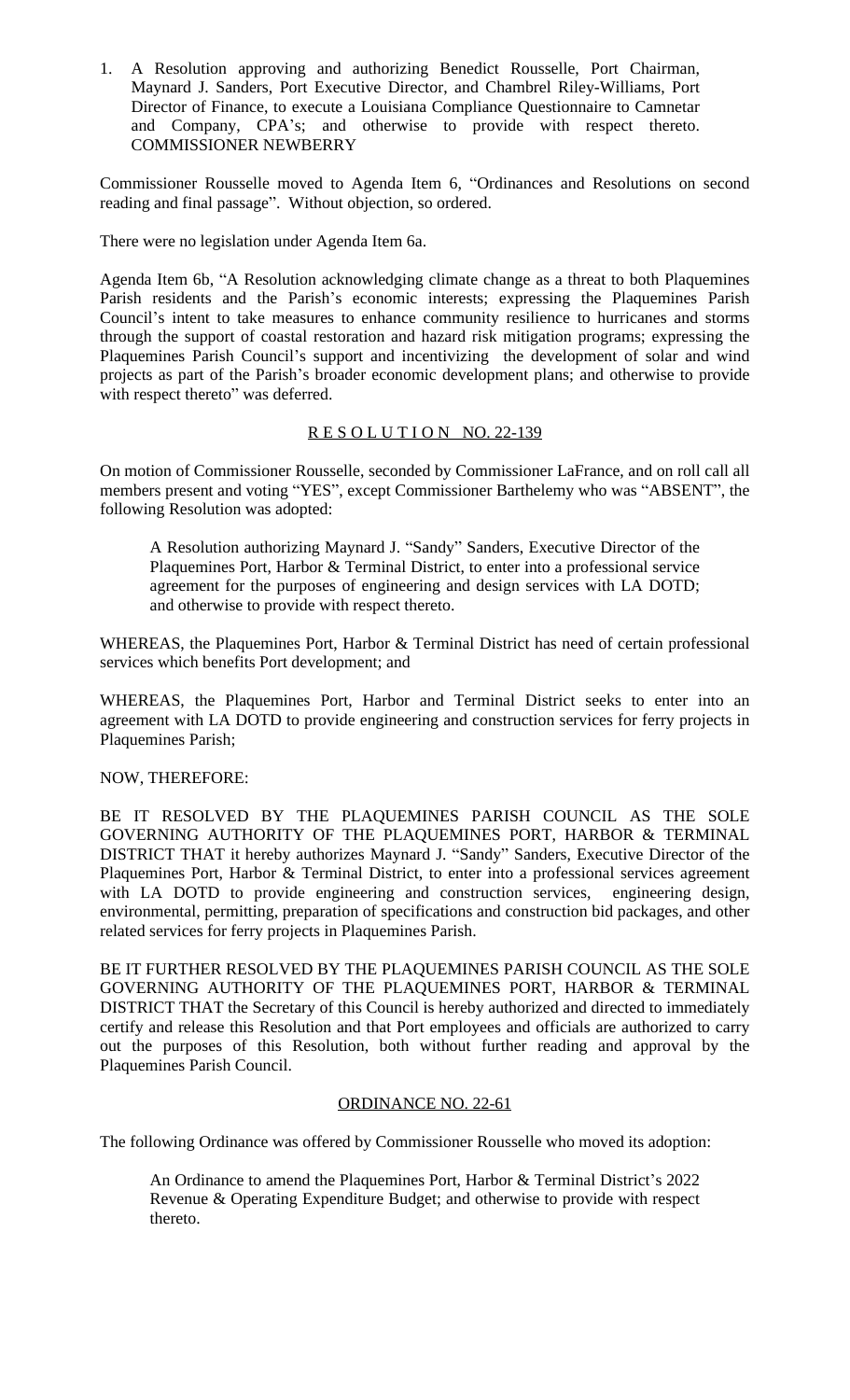1. A Resolution approving and authorizing Benedict Rousselle, Port Chairman, Maynard J. Sanders, Port Executive Director, and Chambrel Riley-Williams, Port Director of Finance, to execute a Louisiana Compliance Questionnaire to Camnetar and Company, CPA's; and otherwise to provide with respect thereto. COMMISSIONER NEWBERRY

Commissioner Rousselle moved to Agenda Item 6, "Ordinances and Resolutions on second reading and final passage". Without objection, so ordered.

There were no legislation under Agenda Item 6a.

Agenda Item 6b, "A Resolution acknowledging climate change as a threat to both Plaquemines Parish residents and the Parish's economic interests; expressing the Plaquemines Parish Council's intent to take measures to enhance community resilience to hurricanes and storms through the support of coastal restoration and hazard risk mitigation programs; expressing the Plaquemines Parish Council's support and incentivizing the development of solar and wind projects as part of the Parish's broader economic development plans; and otherwise to provide with respect thereto" was deferred.

<u>R E S O L U T I O N NO. 22-139</u>

On motion of Commissioner Rousselle, seconded by Commissioner LaFrance, and on roll call all members present and voting "YES", except Commissioner Barthelemy who was "ABSENT", the following Resolution was adopted:

> A Resolution authorizing Maynard J. "Sandy" Sanders, Executive Director of the Plaquemines Port, Harbor & Terminal District, to enter into a professional service agreement for the purposes of engineering and design services with LA DOTD; and otherwise to provide with respect thereto.

WHEREAS, the Plaquemines Port, Harbor & Terminal District has need of certain professional services which benefits Port development; and

WHEREAS, the Plaquemines Port, Harbor and Terminal District seeks to enter into an agreement with LA DOTD to provide engineering and construction services for ferry projects in Plaquemines Parish;

NOW, THEREFORE:

BE IT RESOLVED BY THE PLAQUEMINES PARISH COUNCIL AS THE SOLE GOVERNING AUTHORITY OF THE PLAQUEMINES PORT, HARBOR & TERMINAL DISTRICT THAT it hereby authorizes Maynard J. "Sandy" Sanders, Executive Director of the Plaquemines Port, Harbor & Terminal District, to enter into a professional services agreement with LA DOTD to provide engineering and construction services, engineering design, environmental, permitting, preparation of specifications and construction bid packages, and other related services for ferry projects in Plaquemines Parish.

BE IT FURTHER RESOLVED BY THE PLAQUEMINES PARISH COUNCIL AS THE SOLE GOVERNING AUTHORITY OF THE PLAQUEMINES PORT, HARBOR & TERMINAL DISTRICT THAT the Secretary of this Council is hereby authorized and directed to immediately certify and release this Resolution and that Port employees and officials are authorized to carry out the purposes of this Resolution, both without further reading and approval by the Plaquemines Parish Council.

<u>ORDINANCE NO. 22-61</u>

The following Ordinance was offered by Commissioner Rousselle who moved its adoption:

> An Ordinance to amend the Plaquemines Port, Harbor & Terminal District's 2022 Revenue & Operating Expenditure Budget; and otherwise to provide with respect thereto.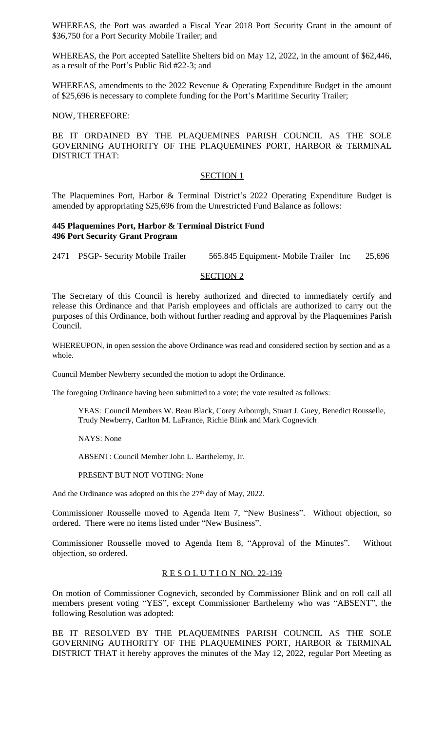WHEREAS, the Port was awarded a Fiscal Year 2018 Port Security Grant in the amount of $36,750 for a Port Security Mobile Trailer; and

WHEREAS, the Port accepted Satellite Shelters bid on May 12, 2022, in the amount of $62,446, as a result of the Port's Public Bid #22-3; and

WHEREAS, amendments to the 2022 Revenue & Operating Expenditure Budget in the amount of $25,696 is necessary to complete funding for the Port's Maritime Security Trailer;

NOW, THEREFORE:

BE IT ORDAINED BY THE PLAQUEMINES PARISH COUNCIL AS THE SOLE GOVERNING AUTHORITY OF THE PLAQUEMINES PORT, HARBOR & TERMINAL DISTRICT THAT:

SECTION 1

The Plaquemines Port, Harbor & Terminal District's 2022 Operating Expenditure Budget is amended by appropriating $25,696 from the Unrestricted Fund Balance as follows:

**445 Plaquemines Port, Harbor & Terminal District Fund**
**496 Port Security Grant Program**

| | | | |
|---|---|---|---|
| 2471 | PSGP- Security Mobile Trailer | 565.845 Equipment- Mobile Trailer Inc | 25,696 |

SECTION 2

The Secretary of this Council is hereby authorized and directed to immediately certify and release this Ordinance and that Parish employees and officials are authorized to carry out the purposes of this Ordinance, both without further reading and approval by the Plaquemines Parish Council.

WHEREUPON, in open session the above Ordinance was read and considered section by section and as a whole.

Council Member Newberry seconded the motion to adopt the Ordinance.

The foregoing Ordinance having been submitted to a vote; the vote resulted as follows:

YEAS: Council Members W. Beau Black, Corey Arbourgh, Stuart J. Guey, Benedict Rousselle, Trudy Newberry, Carlton M. LaFrance, Richie Blink and Mark Cognevich

NAYS: None

ABSENT: Council Member John L. Barthelemy, Jr.

PRESENT BUT NOT VOTING: None

And the Ordinance was adopted on this the 27th day of May, 2022.

Commissioner Rousselle moved to Agenda Item 7, "New Business". Without objection, so ordered. There were no items listed under "New Business".

Commissioner Rousselle moved to Agenda Item 8, "Approval of the Minutes". Without objection, so ordered.

RESOLUTION NO. 22-139

On motion of Commissioner Cognevich, seconded by Commissioner Blink and on roll call all members present voting "YES", except Commissioner Barthelemy who was "ABSENT", the following Resolution was adopted:

BE IT RESOLVED BY THE PLAQUEMINES PARISH COUNCIL AS THE SOLE GOVERNING AUTHORITY OF THE PLAQUEMINES PORT, HARBOR & TERMINAL DISTRICT THAT it hereby approves the minutes of the May 12, 2022, regular Port Meeting as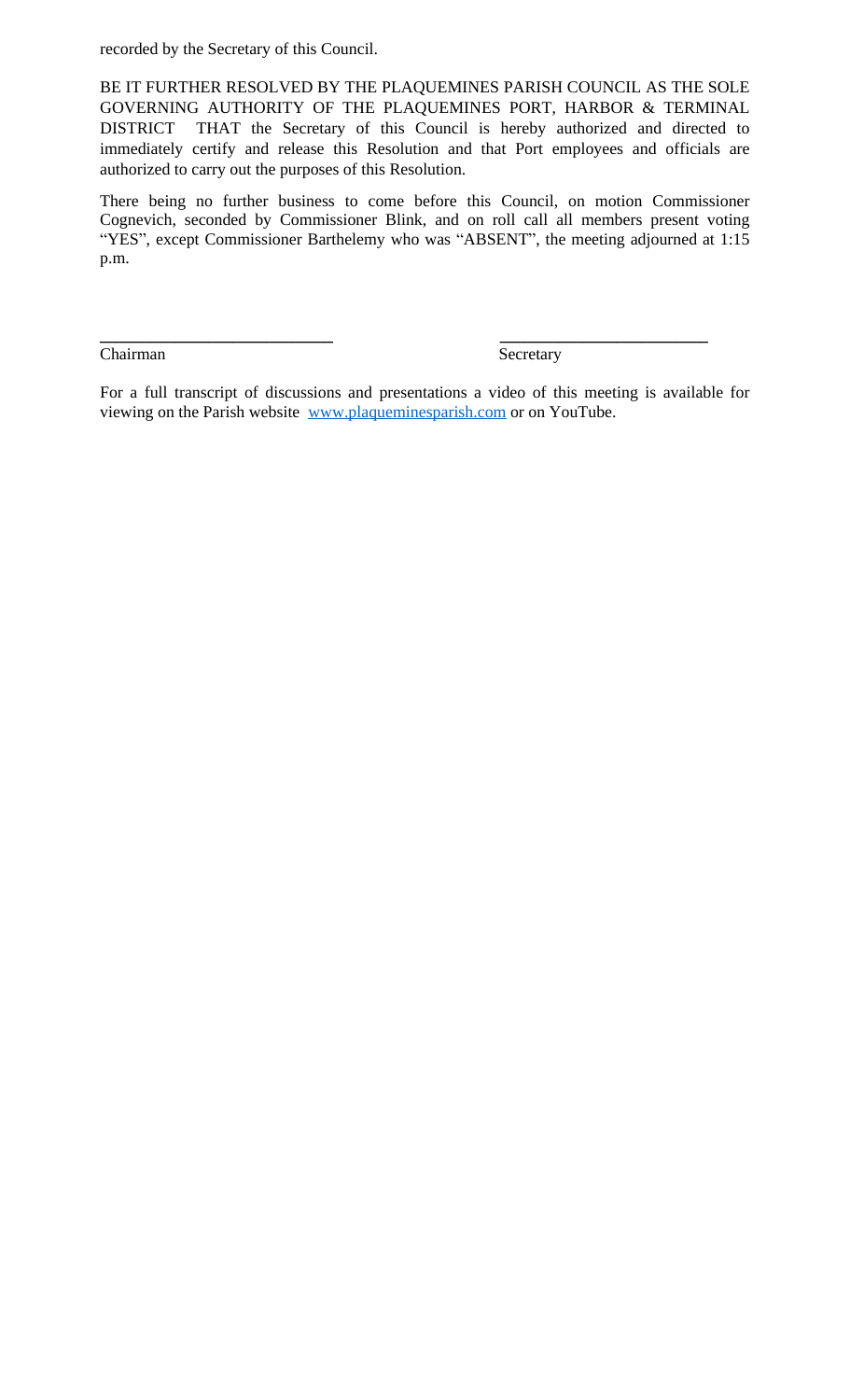recorded by the Secretary of this Council.

BE IT FURTHER RESOLVED BY THE PLAQUEMINES PARISH COUNCIL AS THE SOLE GOVERNING AUTHORITY OF THE PLAQUEMINES PORT, HARBOR & TERMINAL DISTRICT THAT the Secretary of this Council is hereby authorized and directed to immediately certify and release this Resolution and that Port employees and officials are authorized to carry out the purposes of this Resolution.

There being no further business to come before this Council, on motion Commissioner Cognevich, seconded by Commissioner Blink, and on roll call all members present voting "YES", except Commissioner Barthelemy who was "ABSENT", the meeting adjourned at 1:15 p.m.

| | |
|---|---|
| \_\_\_\_\_\_\_\_\_\_\_\_\_\_\_\_\_\_\_\_\_\_\_\_\_\_\_\_ | \_\_\_\_\_\_\_\_\_\_\_\_\_\_\_\_\_\_\_\_\_\_\_\_\_\_\_\_ |
| Chairman | Secretary |

For a full transcript of discussions and presentations a video of this meeting is available for viewing on the Parish website [www.plaqueminesparish.com](http://www.plaqueminesparish.com) or on YouTube.